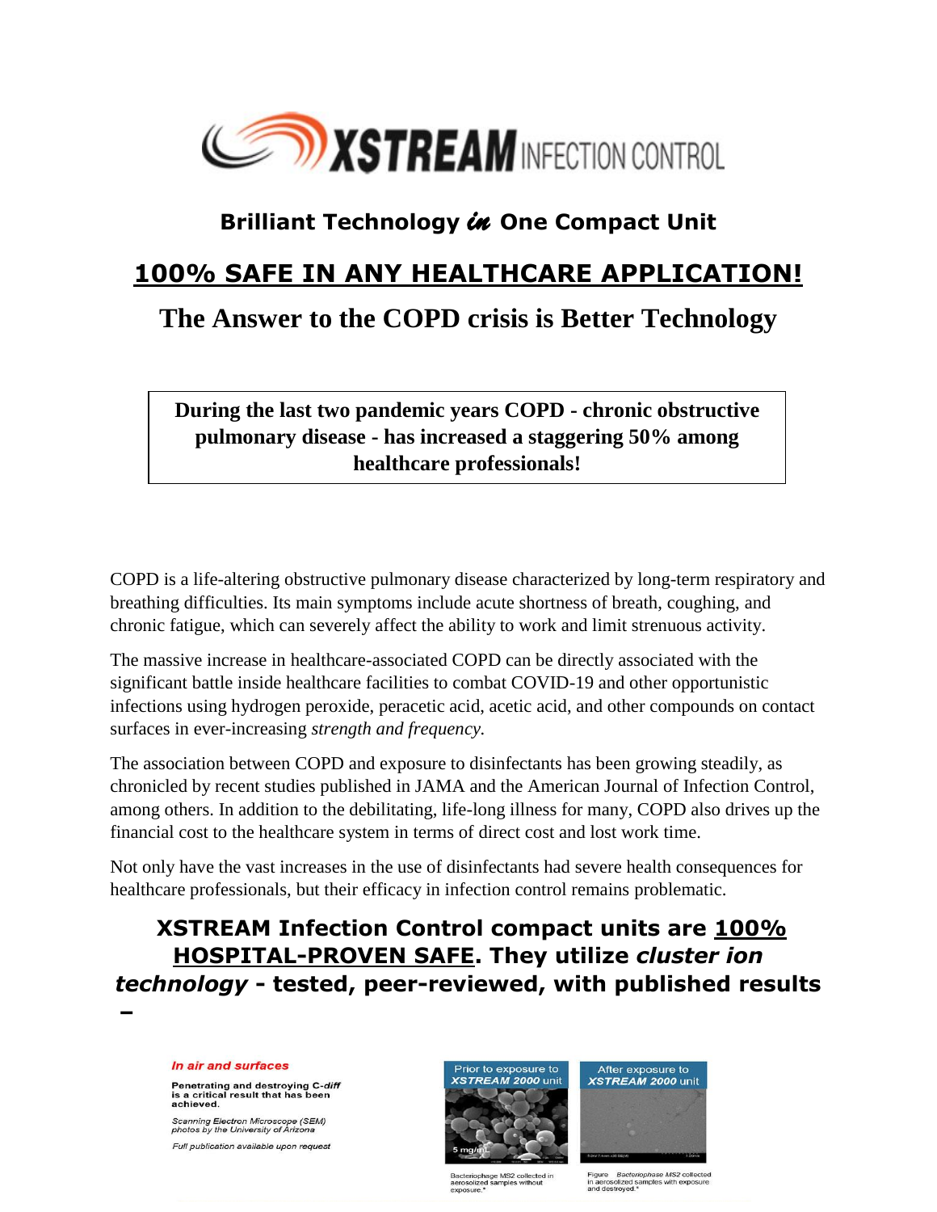# XSTREAM INFECTION CONTROL

### Brilliant Technology *in* One Compact Unit

## 100% SAFE IN ANY HEALTHCARE APPLICATION!

## The Answer to the COPD crisis is Better Technology

**During the last two pandemic years COPD - chronic obstructive pulmonary disease - has increased a staggering 50% among healthcare professionals!**

COPD is a life-altering obstructive pulmonary disease characterized by long-term respiratory and breathing difficulties. Its main symptoms include acute shortness of breath, coughing, and chronic fatigue, which can severely affect the ability to work and limit strenuous activity.

The massive increase in healthcare-associated COPD can be directly associated with the significant battle inside healthcare facilities to combat COVID-19 and other opportunistic infections using hydrogen peroxide, peracetic acid, acetic acid, and other compounds on contact surfaces in ever-increasing *strength and frequency.*

The association between COPD and exposure to disinfectants has been growing steadily, as chronicled by recent studies published in JAMA and the American Journal of Infection Control, among others. In addition to the debilitating, life-long illness for many, COPD also drives up the financial cost to the healthcare system in terms of direct cost and lost work time.

Not only have the vast increases in the use of disinfectants had severe health consequences for healthcare professionals, but their efficacy in infection control remains problematic.

### XSTREAM Infection Control compact units are 100% HOSPITAL-PROVEN SAFE. They utilize *cluster ion technology* - tested, peer-reviewed, with published results –

*In air and surfaces*

**Penetrating and destroying C-*diff* is a critical result that has been achieved.**

*Scanning Electron Microscope (SEM) photos by the University of Arizona*

*Full publication available upon request*

Prior to exposure to *XSTREAM 2000* unit

Bacteriophage MS2 collected in aerosolized samples without exposure.*

After exposure to *XSTREAM 2000* unit

Figure *Bacteriophage MS2* collected in aerosolized samples with exposure and destroyed.*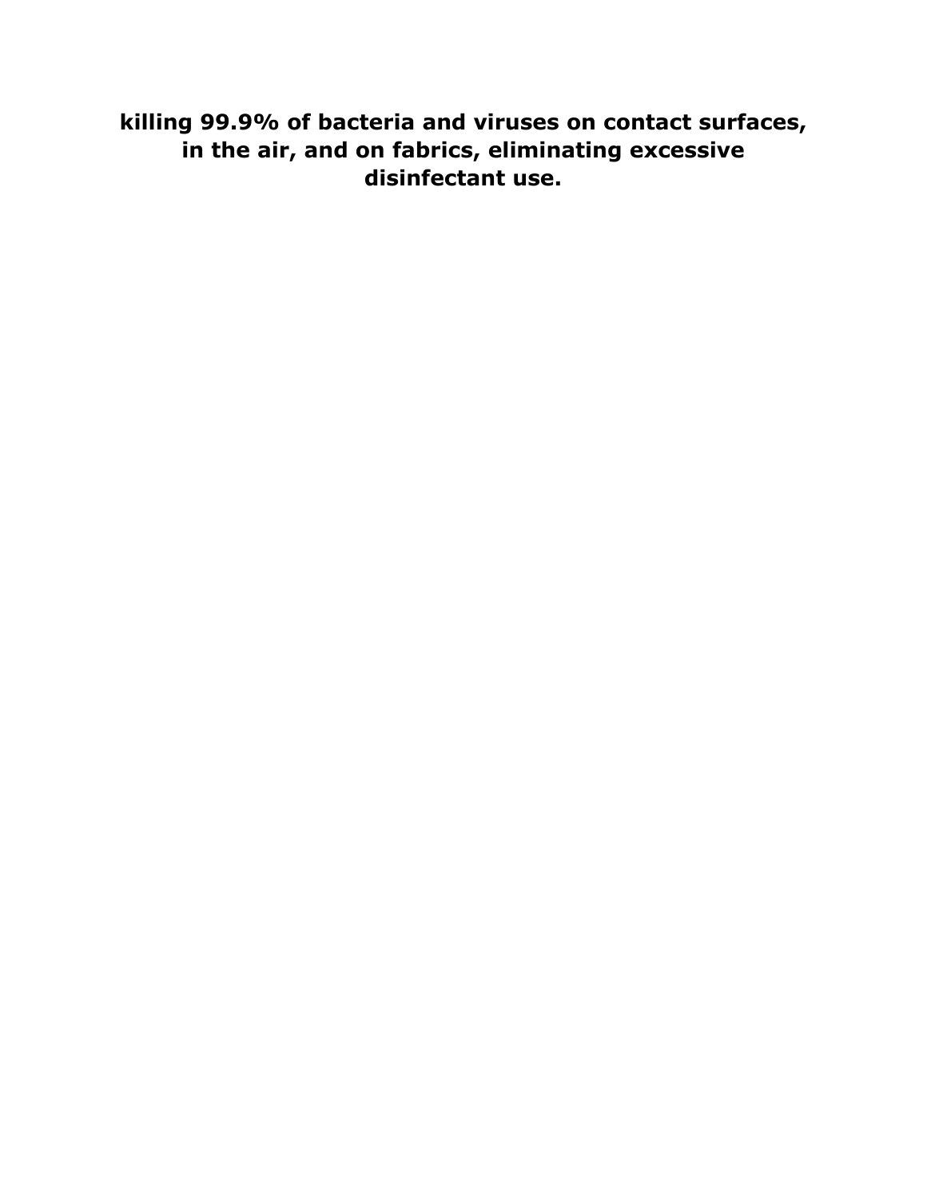**killing 99.9% of bacteria and viruses on contact surfaces, in the air, and on fabrics, eliminating excessive disinfectant use.**